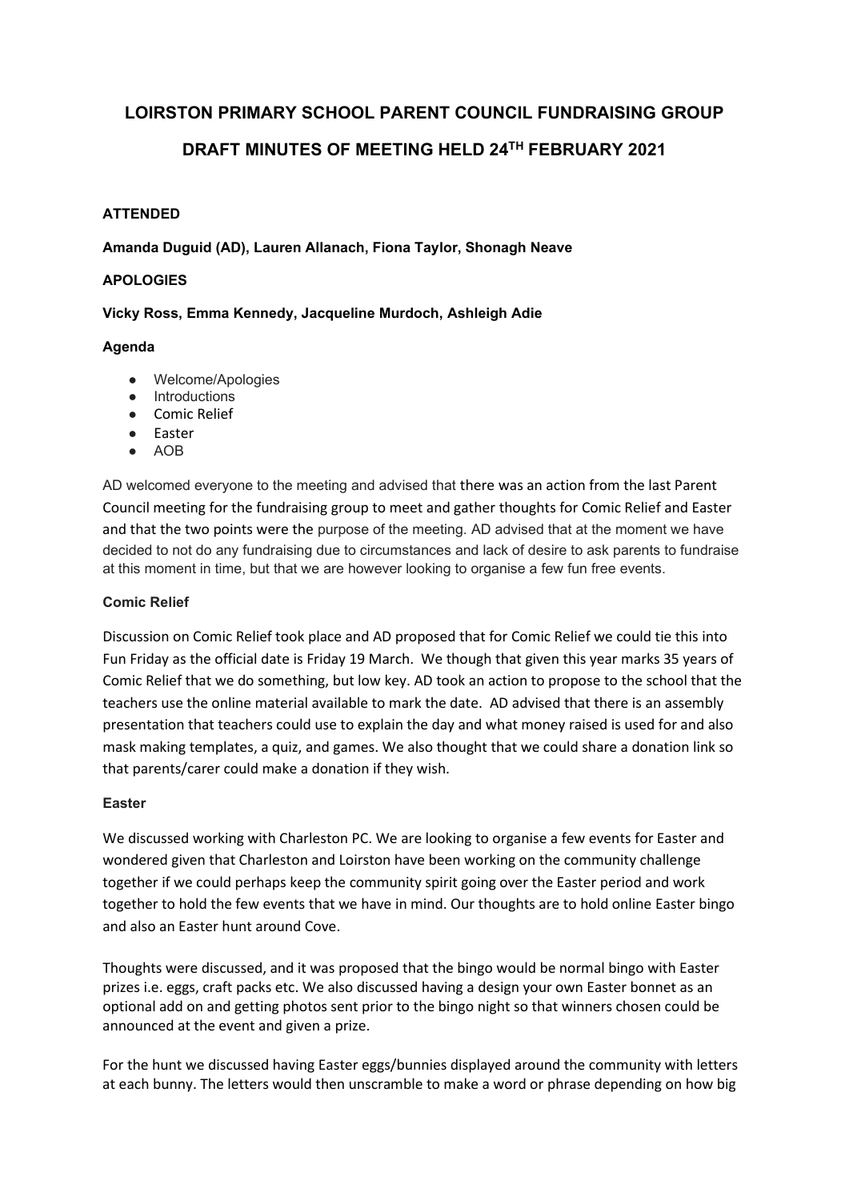# LOIRSTON PRIMARY SCHOOL PARENT COUNCIL FUNDRAISING GROUP

## DRAFT MINUTES OF MEETING HELD 24TH FEBRUARY 2021

**ATTENDED**

**Amanda Duguid (AD), Lauren Allanach, Fiona Taylor, Shonagh Neave**

**APOLOGIES**

**Vicky Ross, Emma Kennedy, Jacqueline Murdoch, Ashleigh Adie**

**Agenda**

- Welcome/Apologies
- Introductions
- Comic Relief
- Easter
- AOB

AD welcomed everyone to the meeting and advised that there was an action from the last Parent Council meeting for the fundraising group to meet and gather thoughts for Comic Relief and Easter and that the two points were the purpose of the meeting. AD advised that at the moment we have decided to not do any fundraising due to circumstances and lack of desire to ask parents to fundraise at this moment in time, but that we are however looking to organise a few fun free events.

**Comic Relief**

Discussion on Comic Relief took place and AD proposed that for Comic Relief we could tie this into Fun Friday as the official date is Friday 19 March. We though that given this year marks 35 years of Comic Relief that we do something, but low key. AD took an action to propose to the school that the teachers use the online material available to mark the date. AD advised that there is an assembly presentation that teachers could use to explain the day and what money raised is used for and also mask making templates, a quiz, and games. We also thought that we could share a donation link so that parents/carer could make a donation if they wish.

**Easter**

We discussed working with Charleston PC. We are looking to organise a few events for Easter and wondered given that Charleston and Loirston have been working on the community challenge together if we could perhaps keep the community spirit going over the Easter period and work together to hold the few events that we have in mind. Our thoughts are to hold online Easter bingo and also an Easter hunt around Cove.

Thoughts were discussed, and it was proposed that the bingo would be normal bingo with Easter prizes i.e. eggs, craft packs etc. We also discussed having a design your own Easter bonnet as an optional add on and getting photos sent prior to the bingo night so that winners chosen could be announced at the event and given a prize.

For the hunt we discussed having Easter eggs/bunnies displayed around the community with letters at each bunny. The letters would then unscramble to make a word or phrase depending on how big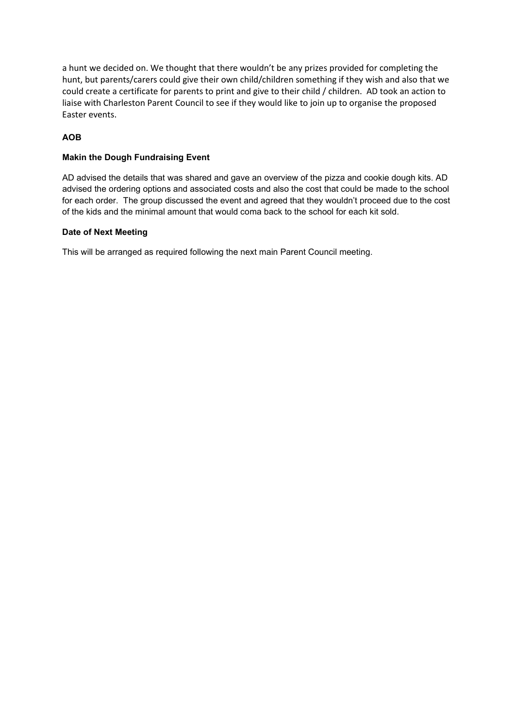a hunt we decided on. We thought that there wouldn't be any prizes provided for completing the hunt, but parents/carers could give their own child/children something if they wish and also that we could create a certificate for parents to print and give to their child / children. AD took an action to liaise with Charleston Parent Council to see if they would like to join up to organise the proposed Easter events.

**AOB**

**Makin the Dough Fundraising Event**

AD advised the details that was shared and gave an overview of the pizza and cookie dough kits. AD advised the ordering options and associated costs and also the cost that could be made to the school for each order. The group discussed the event and agreed that they wouldn't proceed due to the cost of the kids and the minimal amount that would coma back to the school for each kit sold.

**Date of Next Meeting**

This will be arranged as required following the next main Parent Council meeting.